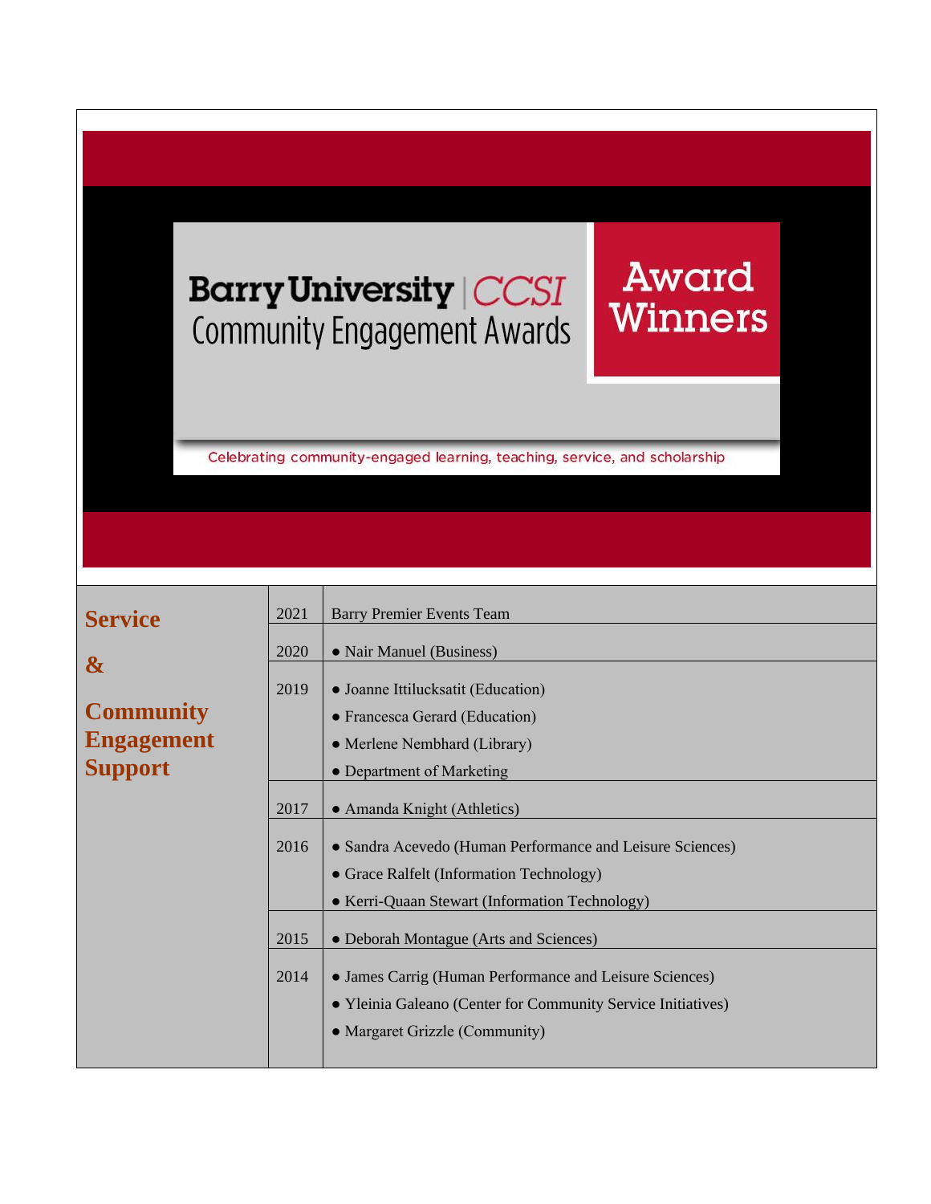# Barry University | CCSI Community Engagement Awards

## Award Winners

Celebrating community-engaged learning, teaching, service, and scholarship

| Category | Year | Winners |
|---|---|---|
| **Service & Community Engagement Support** | 2021 | Barry Premier Events Team |
| | 2020 | • Nair Manuel (Business) |
| | 2019 | • Joanne Ittilucksatit (Education)<br>• Francesca Gerard (Education)<br>• Merlene Nembhard (Library)<br>• Department of Marketing |
| | 2017 | • Amanda Knight (Athletics) |
| | 2016 | • Sandra Acevedo (Human Performance and Leisure Sciences)<br>• Grace Ralfelt (Information Technology)<br>• Kerri-Quaan Stewart (Information Technology) |
| | 2015 | • Deborah Montague (Arts and Sciences) |
| | 2014 | • James Carrig (Human Performance and Leisure Sciences)<br>• Yleinia Galeano (Center for Community Service Initiatives)<br>• Margaret Grizzle (Community) |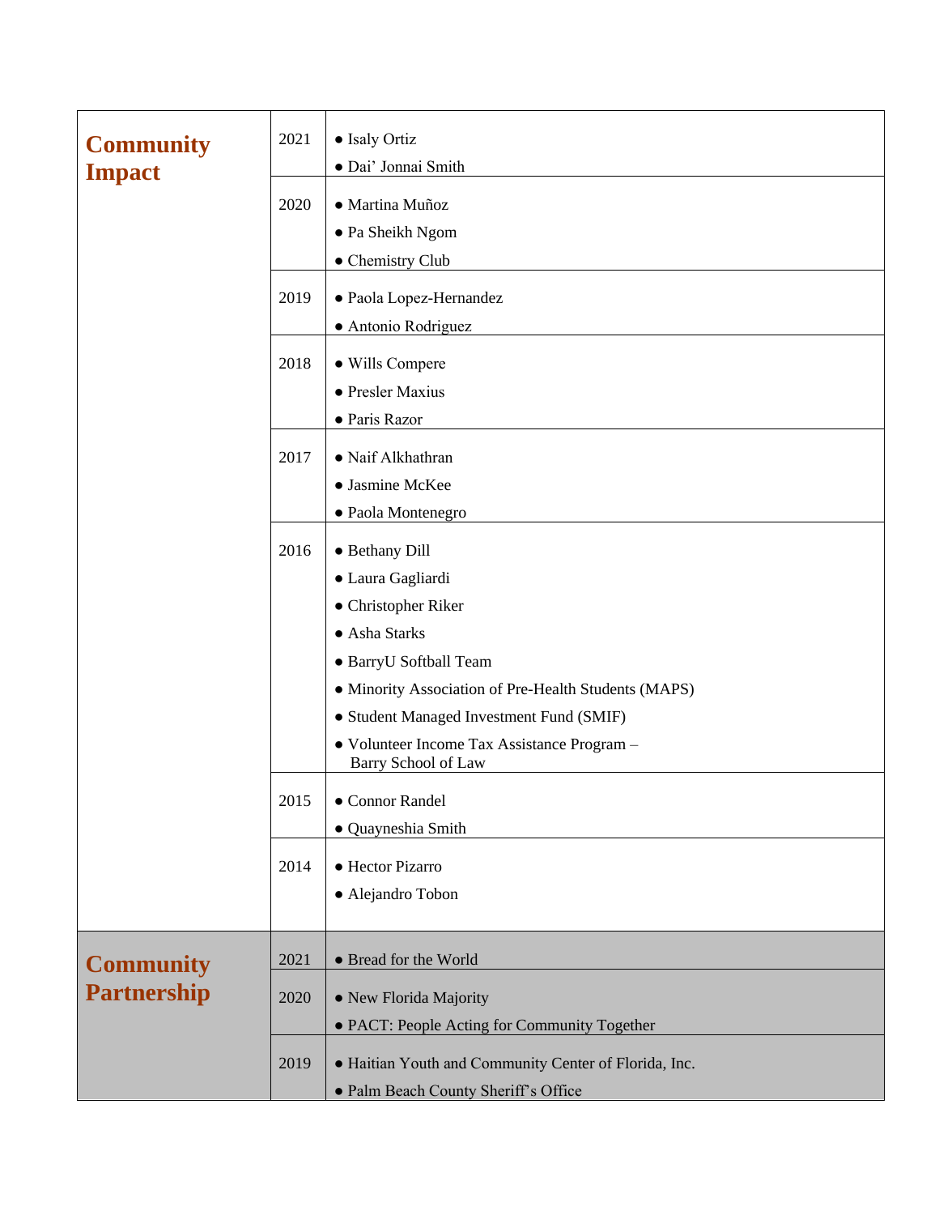| Category | Year | Recipients |
|---|---|---|
| **Community Impact** | 2021 | ● Isaly Ortiz<br>● Dai' Jonnai Smith |
| | 2020 | ● Martina Muñoz<br>● Pa Sheikh Ngom<br>● Chemistry Club |
| | 2019 | ● Paola Lopez-Hernandez<br>● Antonio Rodriguez |
| | 2018 | ● Wills Compere<br>● Presler Maxius<br>● Paris Razor |
| | 2017 | ● Naif Alkhathran<br>● Jasmine McKee<br>● Paola Montenegro |
| | 2016 | ● Bethany Dill<br>● Laura Gagliardi<br>● Christopher Riker<br>● Asha Starks<br>● BarryU Softball Team<br>● Minority Association of Pre-Health Students (MAPS)<br>● Student Managed Investment Fund (SMIF)<br>● Volunteer Income Tax Assistance Program – Barry School of Law |
| | 2015 | ● Connor Randel<br>● Quayneshia Smith |
| | 2014 | ● Hector Pizarro<br>● Alejandro Tobon |
| **Community Partnership** | 2021 | ● Bread for the World |
| | 2020 | ● New Florida Majority<br>● PACT: People Acting for Community Together |
| | 2019 | ● Haitian Youth and Community Center of Florida, Inc.<br>● Palm Beach County Sheriff's Office |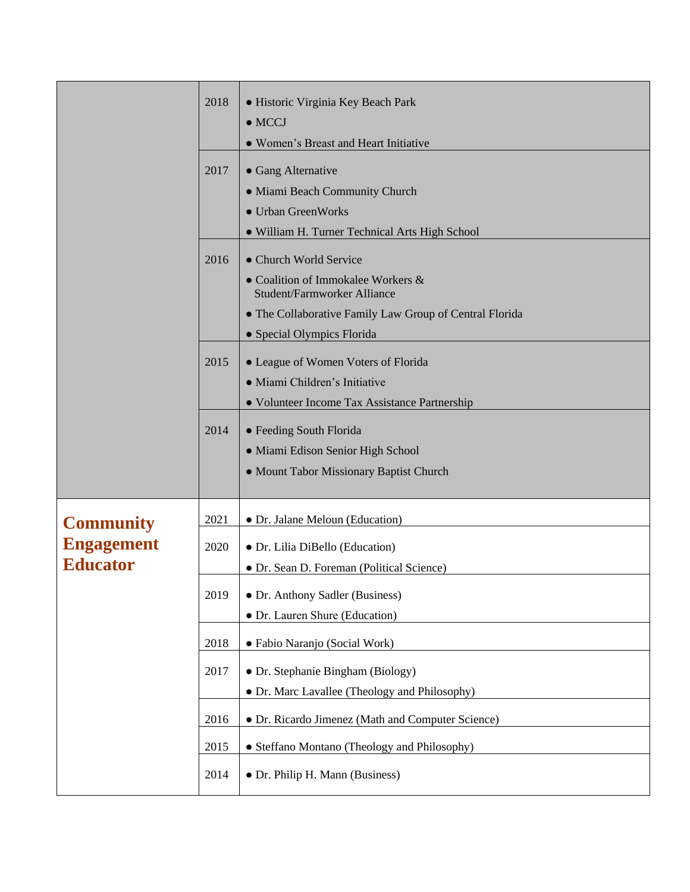| | | |
|---|---|---|
| | 2018 | • Historic Virginia Key Beach Park<br>• MCCJ<br>• Women's Breast and Heart Initiative |
| | 2017 | • Gang Alternative<br>• Miami Beach Community Church<br>• Urban GreenWorks<br>• William H. Turner Technical Arts High School |
| | 2016 | • Church World Service<br>• Coalition of Immokalee Workers & Student/Farmworker Alliance<br>• The Collaborative Family Law Group of Central Florida<br>• Special Olympics Florida |
| | 2015 | • League of Women Voters of Florida<br>• Miami Children's Initiative<br>• Volunteer Income Tax Assistance Partnership |
| | 2014 | • Feeding South Florida<br>• Miami Edison Senior High School<br>• Mount Tabor Missionary Baptist Church |
| **Community Engagement Educator** | 2021 | • Dr. Jalane Meloun (Education) |
| | 2020 | • Dr. Lilia DiBello (Education)<br>• Dr. Sean D. Foreman (Political Science) |
| | 2019 | • Dr. Anthony Sadler (Business)<br>• Dr. Lauren Shure (Education) |
| | 2018 | • Fabio Naranjo (Social Work) |
| | 2017 | • Dr. Stephanie Bingham (Biology)<br>• Dr. Marc Lavallee (Theology and Philosophy) |
| | 2016 | • Dr. Ricardo Jimenez (Math and Computer Science) |
| | 2015 | • Steffano Montano (Theology and Philosophy) |
| | 2014 | • Dr. Philip H. Mann (Business) |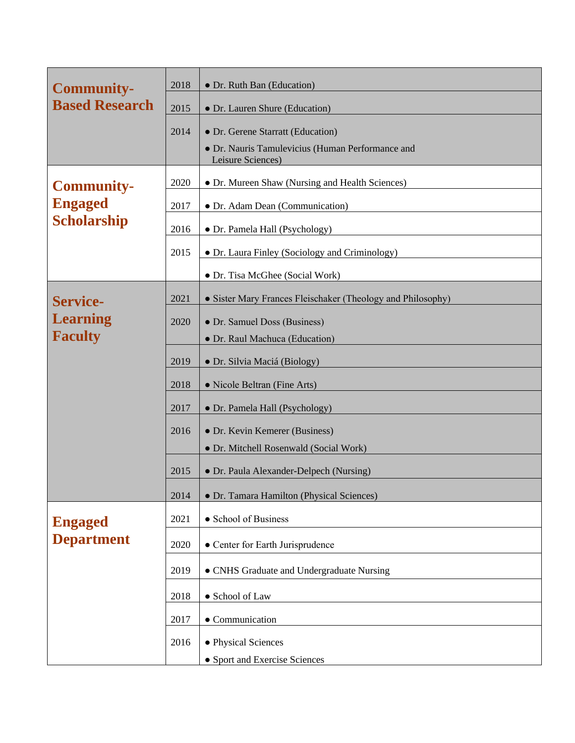| Category | Year | Recipient(s) |
|---|---|---|
| **Community-Based Research** | 2018 | • Dr. Ruth Ban (Education) |
| | 2015 | • Dr. Lauren Shure (Education) |
| | 2014 | • Dr. Gerene Starratt (Education)<br>• Dr. Nauris Tamulevicius (Human Performance and Leisure Sciences) |
| **Community-Engaged Scholarship** | 2020 | • Dr. Mureen Shaw (Nursing and Health Sciences) |
| | 2017 | • Dr. Adam Dean (Communication) |
| | 2016 | • Dr. Pamela Hall (Psychology) |
| | 2015 | • Dr. Laura Finley (Sociology and Criminology) |
| | | • Dr. Tisa McGhee (Social Work) |
| **Service-Learning Faculty** | 2021 | • Sister Mary Frances Fleischaker (Theology and Philosophy) |
| | 2020 | • Dr. Samuel Doss (Business)<br>• Dr. Raul Machuca (Education) |
| | 2019 | • Dr. Silvia Maciá (Biology) |
| | 2018 | • Nicole Beltran (Fine Arts) |
| | 2017 | • Dr. Pamela Hall (Psychology) |
| | 2016 | • Dr. Kevin Kemerer (Business)<br>• Dr. Mitchell Rosenwald (Social Work) |
| | 2015 | • Dr. Paula Alexander-Delpech (Nursing) |
| | 2014 | • Dr. Tamara Hamilton (Physical Sciences) |
| **Engaged Department** | 2021 | • School of Business |
| | 2020 | • Center for Earth Jurisprudence |
| | 2019 | • CNHS Graduate and Undergraduate Nursing |
| | 2018 | • School of Law |
| | 2017 | • Communication |
| | 2016 | • Physical Sciences<br>• Sport and Exercise Sciences |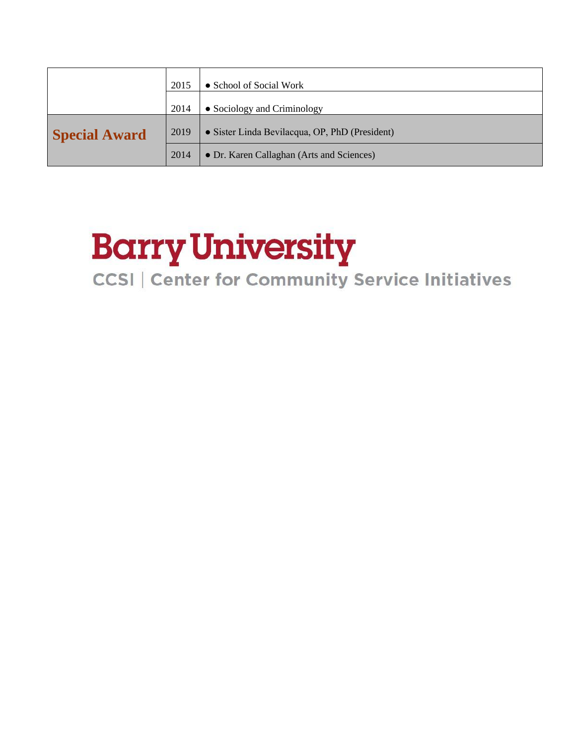| | | |
|---|---|---|
| | 2015 | • School of Social Work |
| | 2014 | • Sociology and Criminology |
| **Special Award** | 2019 | • Sister Linda Bevilacqua, OP, PhD (President) |
| | 2014 | • Dr. Karen Callaghan (Arts and Sciences) |

**Barry University**

CCSI | Center for Community Service Initiatives